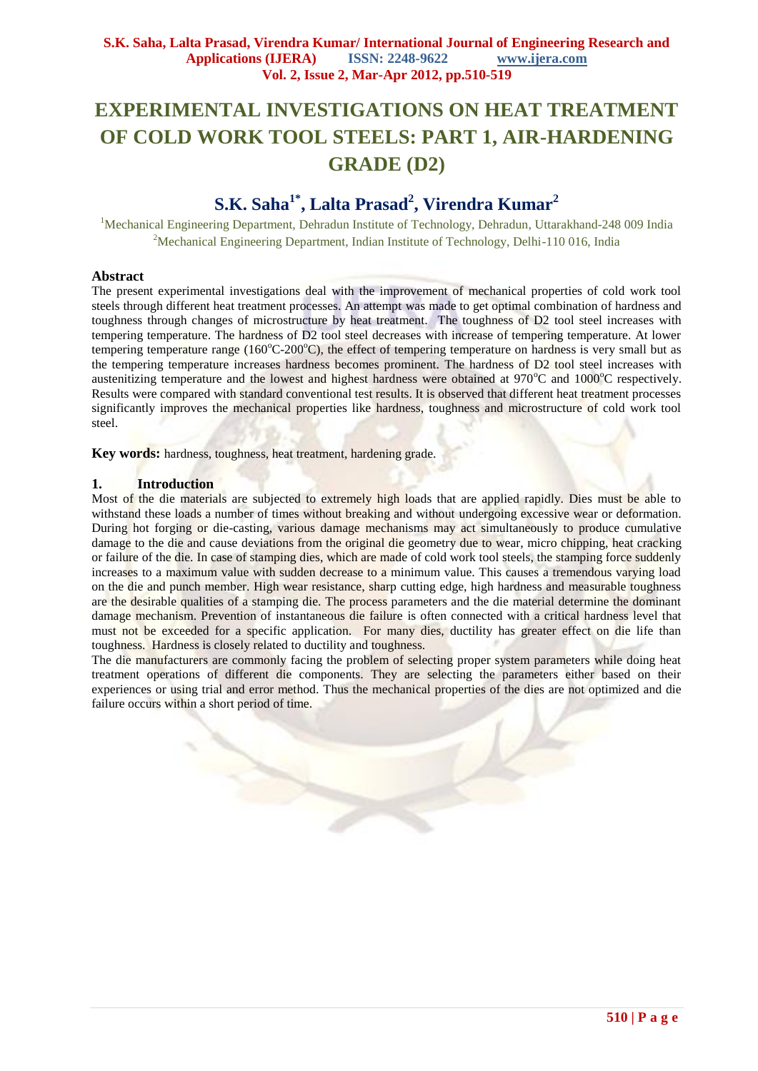# EXPERIMENTAL INVESTIGATIONS ON HEAT TREATMENT OF COLD WORK TOOL STEELS: PART 1, AIR-HARDENING GRADE (D2)

## S.K. Saha[1*], Lalta Prasad[2], Virendra Kumar[2]

[1]Mechanical Engineering Department, Dehradun Institute of Technology, Dehradun, Uttarakhand-248 009 India
[2]Mechanical Engineering Department, Indian Institute of Technology, Delhi-110 016, India

### Abstract

The present experimental investigations deal with the improvement of mechanical properties of cold work tool steels through different heat treatment processes. An attempt was made to get optimal combination of hardness and toughness through changes of microstructure by heat treatment. The toughness of D2 tool steel increases with tempering temperature. The hardness of D2 tool steel decreases with increase of tempering temperature. At lower tempering temperature range (160°C-200°C), the effect of tempering temperature on hardness is very small but as the tempering temperature increases hardness becomes prominent. The hardness of D2 tool steel increases with austenitizing temperature and the lowest and highest hardness were obtained at 970°C and 1000°C respectively. Results were compared with standard conventional test results. It is observed that different heat treatment processes significantly improves the mechanical properties like hardness, toughness and microstructure of cold work tool steel.

**Key words:** hardness, toughness, heat treatment, hardening grade.

### 1. Introduction

Most of the die materials are subjected to extremely high loads that are applied rapidly. Dies must be able to withstand these loads a number of times without breaking and without undergoing excessive wear or deformation. During hot forging or die-casting, various damage mechanisms may act simultaneously to produce cumulative damage to the die and cause deviations from the original die geometry due to wear, micro chipping, heat cracking or failure of the die. In case of stamping dies, which are made of cold work tool steels, the stamping force suddenly increases to a maximum value with sudden decrease to a minimum value. This causes a tremendous varying load on the die and punch member. High wear resistance, sharp cutting edge, high hardness and measurable toughness are the desirable qualities of a stamping die. The process parameters and the die material determine the dominant damage mechanism. Prevention of instantaneous die failure is often connected with a critical hardness level that must not be exceeded for a specific application. For many dies, ductility has greater effect on die life than toughness. Hardness is closely related to ductility and toughness.

The die manufacturers are commonly facing the problem of selecting proper system parameters while doing heat treatment operations of different die components. They are selecting the parameters either based on their experiences or using trial and error method. Thus the mechanical properties of the dies are not optimized and die failure occurs within a short period of time.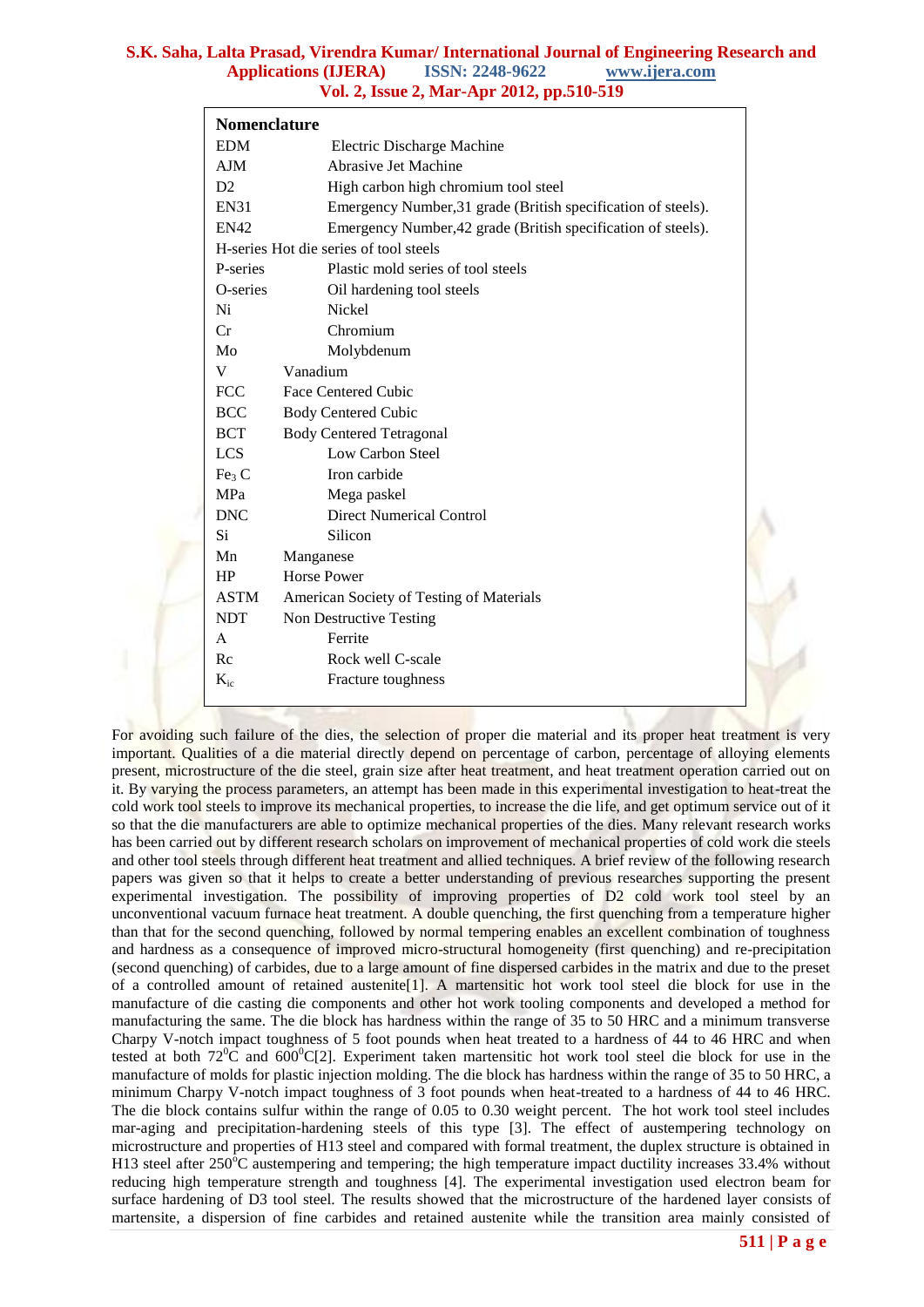## Nomenclature

| | |
|---|---|
| EDM | Electric Discharge Machine |
| AJM | Abrasive Jet Machine |
| D2 | High carbon high chromium tool steel |
| EN31 | Emergency Number,31 grade (British specification of steels). |
| EN42 | Emergency Number,42 grade (British specification of steels). |
| H-series | Hot die series of tool steels |
| P-series | Plastic mold series of tool steels |
| O-series | Oil hardening tool steels |
| Ni | Nickel |
| Cr | Chromium |
| Mo | Molybdenum |
| V | Vanadium |
| FCC | Face Centered Cubic |
| BCC | Body Centered Cubic |
| BCT | Body Centered Tetragonal |
| LCS | Low Carbon Steel |
| $Fe_3C$ | Iron carbide |
| MPa | Mega paskel |
| DNC | Direct Numerical Control |
| Si | Silicon |
| Mn | Manganese |
| HP | Horse Power |
| ASTM | American Society of Testing of Materials |
| NDT | Non Destructive Testing |
| A | Ferrite |
| Rc | Rock well C-scale |
| $K_{ic}$ | Fracture toughness |

For avoiding such failure of the dies, the selection of proper die material and its proper heat treatment is very important. Qualities of a die material directly depend on percentage of carbon, percentage of alloying elements present, microstructure of the die steel, grain size after heat treatment, and heat treatment operation carried out on it. By varying the process parameters, an attempt has been made in this experimental investigation to heat-treat the cold work tool steels to improve its mechanical properties, to increase the die life, and get optimum service out of it so that the die manufacturers are able to optimize mechanical properties of the dies. Many relevant research works has been carried out by different research scholars on improvement of mechanical properties of cold work die steels and other tool steels through different heat treatment and allied techniques. A brief review of the following research papers was given so that it helps to create a better understanding of previous researches supporting the present experimental investigation. The possibility of improving properties of D2 cold work tool steel by an unconventional vacuum furnace heat treatment. A double quenching, the first quenching from a temperature higher than that for the second quenching, followed by normal tempering enables an excellent combination of toughness and hardness as a consequence of improved micro-structural homogeneity (first quenching) and re-precipitation (second quenching) of carbides, due to a large amount of fine dispersed carbides in the matrix and due to the preset of a controlled amount of retained austenite[1]. A martensitic hot work tool steel die block for use in the manufacture of die casting die components and other hot work tooling components and developed a method for manufacturing the same. The die block has hardness within the range of 35 to 50 HRC and a minimum transverse Charpy V-notch impact toughness of 5 foot pounds when heat treated to a hardness of 44 to 46 HRC and when tested at both $72^0C$ and $600^0C$[2]. Experiment taken martensitic hot work tool steel die block for use in the manufacture of molds for plastic injection molding. The die block has hardness within the range of 35 to 50 HRC, a minimum Charpy V-notch impact toughness of 3 foot pounds when heat-treated to a hardness of 44 to 46 HRC. The die block contains sulfur within the range of 0.05 to 0.30 weight percent. The hot work tool steel includes mar-aging and precipitation-hardening steels of this type [3]. The effect of austempering technology on microstructure and properties of H13 steel and compared with formal treatment, the duplex structure is obtained in H13 steel after $250^oC$ austempering and tempering; the high temperature impact ductility increases 33.4% without reducing high temperature strength and toughness [4]. The experimental investigation used electron beam for surface hardening of D3 tool steel. The results showed that the microstructure of the hardened layer consists of martensite, a dispersion of fine carbides and retained austenite while the transition area mainly consisted of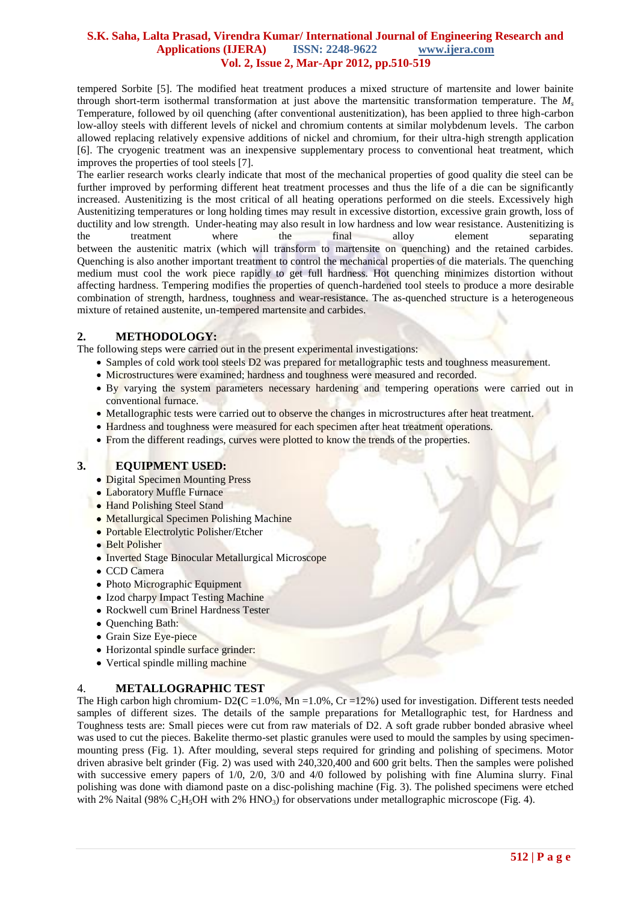tempered Sorbite [5]. The modified heat treatment produces a mixed structure of martensite and lower bainite through short-term isothermal transformation at just above the martensitic transformation temperature. The $M_s$ Temperature, followed by oil quenching (after conventional austenitization), has been applied to three high-carbon low-alloy steels with different levels of nickel and chromium contents at similar molybdenum levels. The carbon allowed replacing relatively expensive additions of nickel and chromium, for their ultra-high strength application [6]. The cryogenic treatment was an inexpensive supplementary process to conventional heat treatment, which improves the properties of tool steels [7].

The earlier research works clearly indicate that most of the mechanical properties of good quality die steel can be further improved by performing different heat treatment processes and thus the life of a die can be significantly increased. Austenitizing is the most critical of all heating operations performed on die steels. Excessively high Austenitizing temperatures or long holding times may result in excessive distortion, excessive grain growth, loss of ductility and low strength. Under-heating may also result in low hardness and low wear resistance. Austenitizing is the treatment where the final alloy element separating between the austenitic matrix (which will transform to martensite on quenching) and the retained carbides. Quenching is also another important treatment to control the mechanical properties of die materials. The quenching medium must cool the work piece rapidly to get full hardness. Hot quenching minimizes distortion without affecting hardness. Tempering modifies the properties of quench-hardened tool steels to produce a more desirable combination of strength, hardness, toughness and wear-resistance. The as-quenched structure is a heterogeneous mixture of retained austenite, un-tempered martensite and carbides.

## 2. METHODOLOGY:

The following steps were carried out in the present experimental investigations:

- Samples of cold work tool steels D2 was prepared for metallographic tests and toughness measurement.
- Microstructures were examined; hardness and toughness were measured and recorded.
- By varying the system parameters necessary hardening and tempering operations were carried out in conventional furnace.
- Metallographic tests were carried out to observe the changes in microstructures after heat treatment.
- Hardness and toughness were measured for each specimen after heat treatment operations.
- From the different readings, curves were plotted to know the trends of the properties.

## 3. EQUIPMENT USED:

- Digital Specimen Mounting Press
- Laboratory Muffle Furnace
- Hand Polishing Steel Stand
- Metallurgical Specimen Polishing Machine
- Portable Electrolytic Polisher/Etcher
- Belt Polisher
- Inverted Stage Binocular Metallurgical Microscope
- CCD Camera
- Photo Micrographic Equipment
- Izod charpy Impact Testing Machine
- Rockwell cum Brinel Hardness Tester
- Quenching Bath:
- Grain Size Eye-piece
- Horizontal spindle surface grinder:
- Vertical spindle milling machine

## 4. METALLOGRAPHIC TEST

The High carbon high chromium- D2(C =1.0%, Mn =1.0%, Cr =12%) used for investigation. Different tests needed samples of different sizes. The details of the sample preparations for Metallographic test, for Hardness and Toughness tests are: Small pieces were cut from raw materials of D2. A soft grade rubber bonded abrasive wheel was used to cut the pieces. Bakelite thermo-set plastic granules were used to mould the samples by using specimen-mounting press (Fig. 1). After moulding, several steps required for grinding and polishing of specimens. Motor driven abrasive belt grinder (Fig. 2) was used with 240,320,400 and 600 grit belts. Then the samples were polished with successive emery papers of 1/0, 2/0, 3/0 and 4/0 followed by polishing with fine Alumina slurry. Final polishing was done with diamond paste on a disc-polishing machine (Fig. 3). The polished specimens were etched with 2% Naital (98% $C_2H_5OH$ with 2% $HNO_3$) for observations under metallographic microscope (Fig. 4).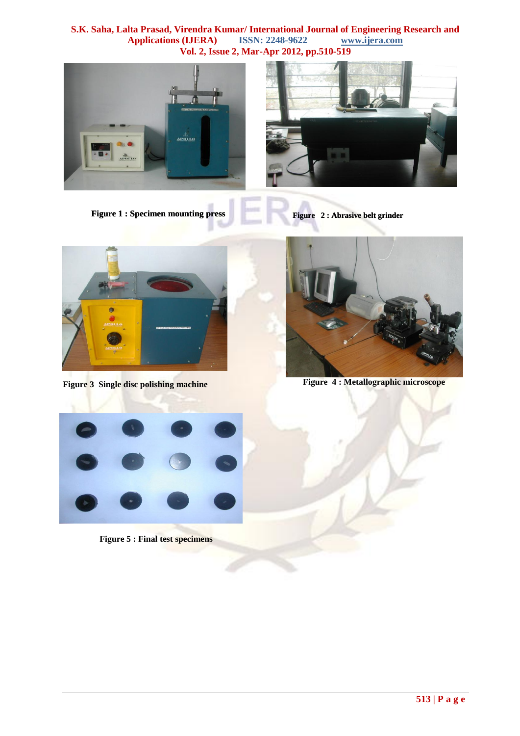Figure 1 : Specimen mounting press

Figure 2 : Abrasive belt grinder

Figure 3 Single disc polishing machine

Figure 4 : Metallographic microscope

Figure 5 : Final test specimens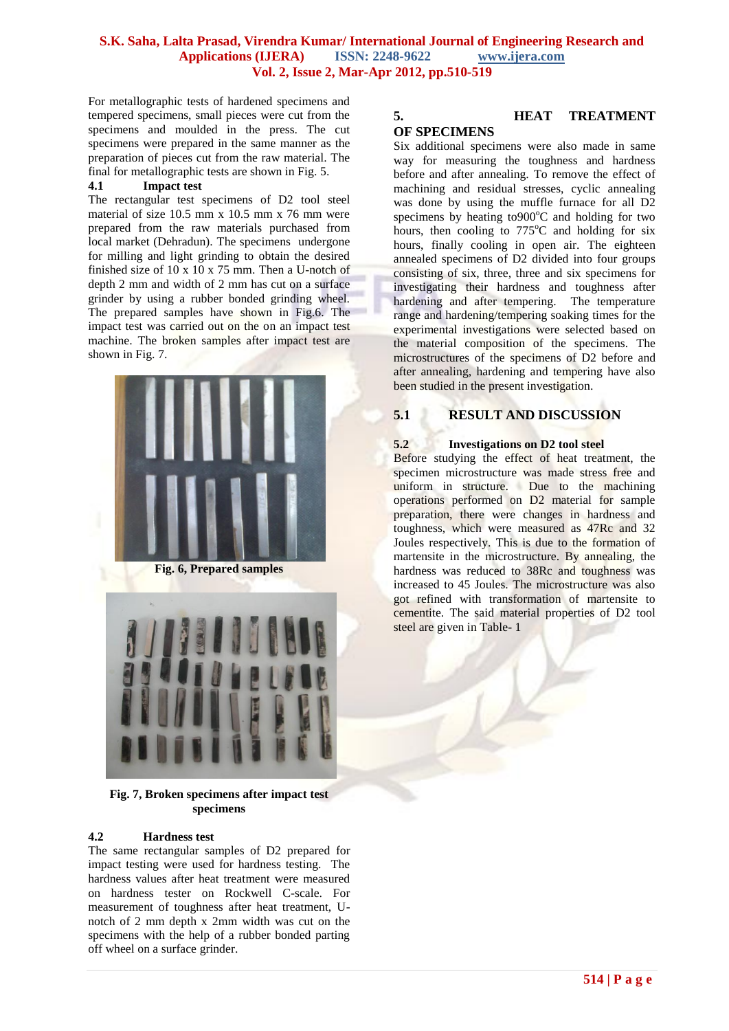For metallographic tests of hardened specimens and tempered specimens, small pieces were cut from the specimens and moulded in the press. The cut specimens were prepared in the same manner as the preparation of pieces cut from the raw material. The final for metallographic tests are shown in Fig. 5.

### 4.1 Impact test

The rectangular test specimens of D2 tool steel material of size 10.5 mm x 10.5 mm x 76 mm were prepared from the raw materials purchased from local market (Dehradun). The specimens undergone for milling and light grinding to obtain the desired finished size of 10 x 10 x 75 mm. Then a U-notch of depth 2 mm and width of 2 mm has cut on a surface grinder by using a rubber bonded grinding wheel. The prepared samples have shown in Fig.6. The impact test was carried out on the on an impact test machine. The broken samples after impact test are shown in Fig. 7.

**Fig. 6, Prepared samples**

**Fig. 7, Broken specimens after impact test specimens**

### 4.2 Hardness test

The same rectangular samples of D2 prepared for impact testing were used for hardness testing. The hardness values after heat treatment were measured on hardness tester on Rockwell C-scale. For measurement of toughness after heat treatment, U-notch of 2 mm depth x 2mm width was cut on the specimens with the help of a rubber bonded parting off wheel on a surface grinder.

## 5. HEAT TREATMENT OF SPECIMENS

Six additional specimens were also made in same way for measuring the toughness and hardness before and after annealing. To remove the effect of machining and residual stresses, cyclic annealing was done by using the muffle furnace for all D2 specimens by heating to900$^o$C and holding for two hours, then cooling to 775$^o$C and holding for six hours, finally cooling in open air. The eighteen annealed specimens of D2 divided into four groups consisting of six, three, three and six specimens for investigating their hardness and toughness after hardening and after tempering. The temperature range and hardening/tempering soaking times for the experimental investigations were selected based on the material composition of the specimens. The microstructures of the specimens of D2 before and after annealing, hardening and tempering have also been studied in the present investigation.

### 5.1 RESULT AND DISCUSSION

### 5.2 Investigations on D2 tool steel

Before studying the effect of heat treatment, the specimen microstructure was made stress free and uniform in structure. Due to the machining operations performed on D2 material for sample preparation, there were changes in hardness and toughness, which were measured as 47Rc and 32 Joules respectively. This is due to the formation of martensite in the microstructure. By annealing, the hardness was reduced to 38Rc and toughness was increased to 45 Joules. The microstructure was also got refined with transformation of martensite to cementite. The said material properties of D2 tool steel are given in Table- 1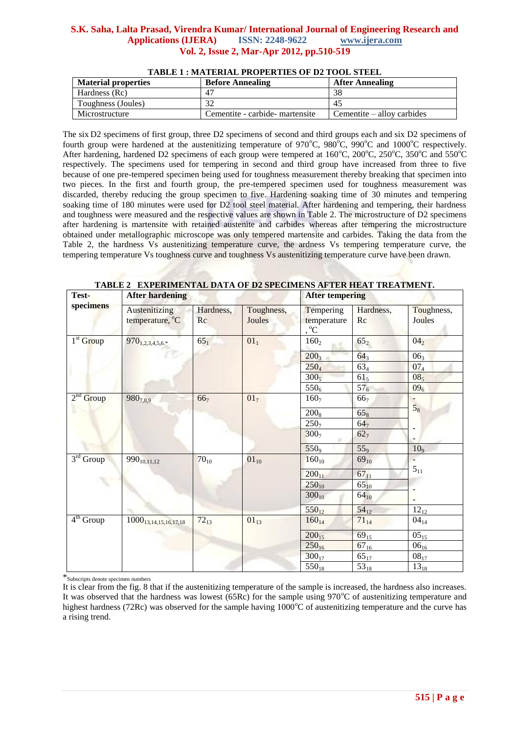**TABLE 1 : MATERIAL PROPERTIES OF D2 TOOL STEEL**

| Material properties | Before Annealing | After Annealing |
|---|---|---|
| Hardness (Rc) | 47 | 38 |
| Toughness (Joules) | 32 | 45 |
| Microstructure | Cementite - carbide- martensite | Cementite – alloy carbides |

The six D2 specimens of first group, three D2 specimens of second and third groups each and six D2 specimens of fourth group were hardened at the austenitizing temperature of 970°C, 980°C, 990°C and 1000°C respectively. After hardening, hardened D2 specimens of each group were tempered at 160°C, 200°C, 250°C, 350°C and 550°C respectively. The specimens used for tempering in second and third group have increased from three to five because of one pre-tempered specimen being used for toughness measurement thereby breaking that specimen into two pieces. In the first and fourth group, the pre-tempered specimen used for toughness measurement was discarded, thereby reducing the group specimen to five. Hardening soaking time of 30 minutes and tempering soaking time of 180 minutes were used for D2 tool steel material. After hardening and tempering, their hardness and toughness were measured and the respective values are shown in Table 2. The microstructure of D2 specimens after hardening is martensite with retained austenite and carbides whereas after tempering the microstructure obtained under metallographic microscope was only tempered martensite and carbides. Taking the data from the Table 2, the hardness Vs austenitizing temperature curve, the ardness Vs tempering temperature curve, the tempering temperature Vs toughness curve and toughness Vs austenitizing temperature curve have been drawn.

**TABLE 2 EXPERIMENTAL DATA OF D2 SPECIMENS AFTER HEAT TREATMENT.**

| Test-specimens | After hardening | | | After tempering | | |
|---|---|---|---|---|---|---|
| | Austenitizing temperature, °C | Hardness, Rc | Toughness, Joules | Tempering temperature, °C | Hardness, Rc | Toughness, Joules |
| 1st Group | $970_{1,2,3,4,5,6.*}$ | $65_1$ | $01_1$ | $160_2$ | $65_2$ | $04_2$ |
| | | | | $200_3$ | $64_3$ | $06_3$ |
| | | | | $250_4$ | $63_4$ | $07_4$ |
| | | | | $300_5$ | $61_5$ | $08_5$ |
| | | | | $550_6$ | $57_6$ | $09_6$ |
| 2nd Group | $980_{7,8,9}$ | $66_7$ | $01_7$ | $160_7$ | $66_7$ | - |
| | | | | $200_8$ | $65_8$ | $5_8$ |
| | | | | $250_7$ | $64_7$ | - |
| | | | | $300_7$ | $62_7$ | - |
| | | | | $550_9$ | $55_9$ | $10_9$ |
| 3rd Group | $990_{10,11,12}$ | $70_{10}$ | $01_{10}$ | $160_{10}$ | $69_{10}$ | - |
| | | | | $200_{11}$ | $67_{11}$ | $5_{11}$ |
| | | | | $250_{10}$ | $65_{10}$ | - |
| | | | | $300_{10}$ | $64_{10}$ | - |
| | | | | $550_{12}$ | $54_{12}$ | $12_{12}$ |
| 4th Group | $1000_{13,14,15,16,17,18}$ | $72_{13}$ | $01_{13}$ | $160_{14}$ | $71_{14}$ | $04_{14}$ |
| | | | | $200_{15}$ | $69_{15}$ | $05_{15}$ |
| | | | | $250_{16}$ | $67_{16}$ | $06_{16}$ |
| | | | | $300_{17}$ | $65_{17}$ | $08_{17}$ |
| | | | | $550_{18}$ | $53_{18}$ | $13_{18}$ |

*Subscripts denote specimen numbers

It is clear from the fig. 8 that if the austenitizing temperature of the sample is increased, the hardness also increases. It was observed that the hardness was lowest (65Rc) for the sample using 970°C of austenitizing temperature and highest hardness (72Rc) was observed for the sample having 1000°C of austenitizing temperature and the curve has a rising trend.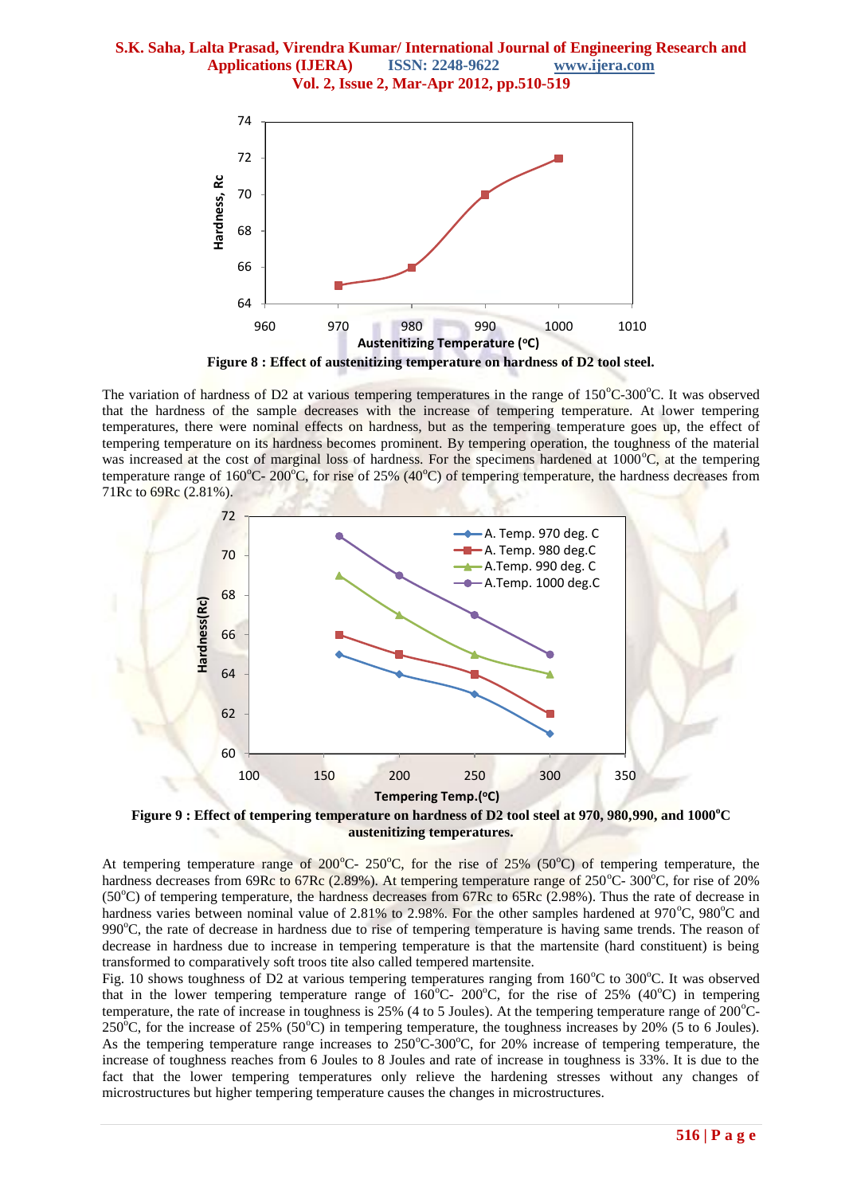**Figure 8 : Effect of austenitizing temperature on hardness of D2 tool steel.**

The variation of hardness of D2 at various tempering temperatures in the range of 150°C-300°C. It was observed that the hardness of the sample decreases with the increase of tempering temperature. At lower tempering temperatures, there were nominal effects on hardness, but as the tempering temperature goes up, the effect of tempering temperature on its hardness becomes prominent. By tempering operation, the toughness of the material was increased at the cost of marginal loss of hardness. For the specimens hardened at 1000°C, at the tempering temperature range of 160°C- 200°C, for rise of 25% (40°C) of tempering temperature, the hardness decreases from 71Rc to 69Rc (2.81%).

**Figure 9 : Effect of tempering temperature on hardness of D2 tool steel at 970, 980,990, and 1000°C austenitizing temperatures.**

At tempering temperature range of 200°C- 250°C, for the rise of 25% (50°C) of tempering temperature, the hardness decreases from 69Rc to 67Rc (2.89%). At tempering temperature range of 250°C- 300°C, for rise of 20% (50°C) of tempering temperature, the hardness decreases from 67Rc to 65Rc (2.98%). Thus the rate of decrease in hardness varies between nominal value of 2.81% to 2.98%. For the other samples hardened at 970°C, 980°C and 990°C, the rate of decrease in hardness due to rise of tempering temperature is having same trends. The reason of decrease in hardness due to increase in tempering temperature is that the martensite (hard constituent) is being transformed to comparatively soft troos tite also called tempered martensite.

Fig. 10 shows toughness of D2 at various tempering temperatures ranging from 160°C to 300°C. It was observed that in the lower tempering temperature range of 160°C- 200°C, for the rise of 25% (40°C) in tempering temperature, the rate of increase in toughness is 25% (4 to 5 Joules). At the tempering temperature range of 200°C-250°C, for the increase of 25% (50°C) in tempering temperature, the toughness increases by 20% (5 to 6 Joules). As the tempering temperature range increases to 250°C-300°C, for 20% increase of tempering temperature, the increase of toughness reaches from 6 Joules to 8 Joules and rate of increase in toughness is 33%. It is due to the fact that the lower tempering temperatures only relieve the hardening stresses without any changes of microstructures but higher tempering temperature causes the changes in microstructures.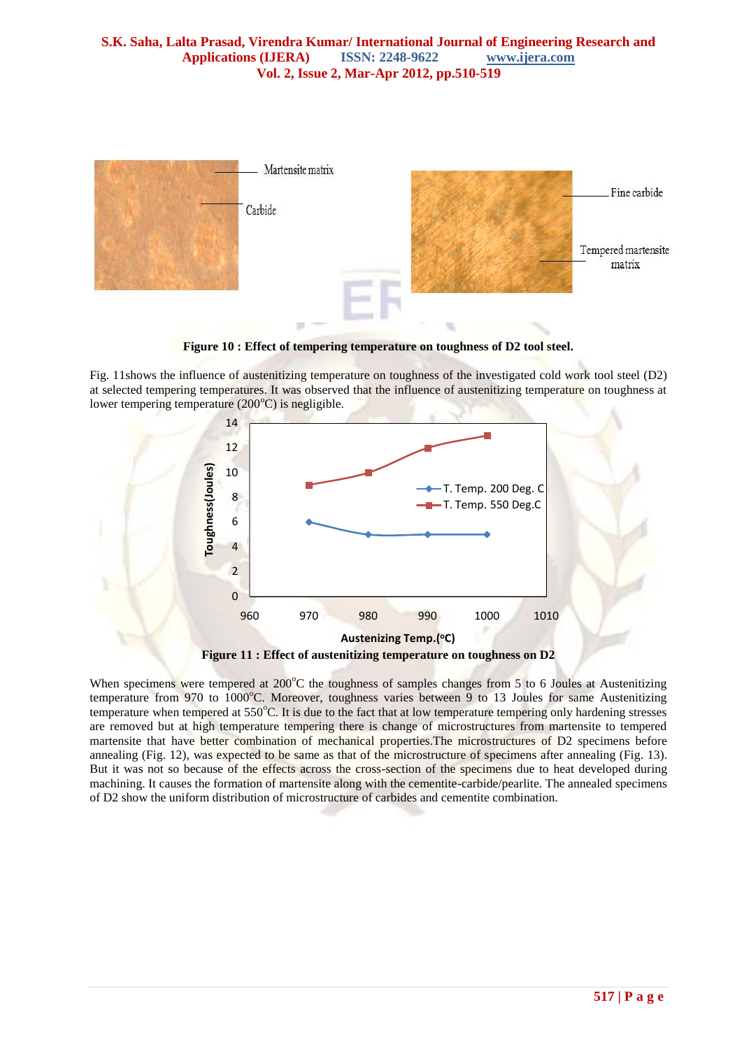**Figure 10 : Effect of tempering temperature on toughness of D2 tool steel.**

Fig. 11shows the influence of austenitizing temperature on toughness of the investigated cold work tool steel (D2) at selected tempering temperatures. It was observed that the influence of austenitizing temperature on toughness at lower tempering temperature (200$^{o}$C) is negligible.

**Figure 11 : Effect of austenitizing temperature on toughness on D2**

When specimens were tempered at 200$^{o}$C the toughness of samples changes from 5 to 6 Joules at Austenitizing temperature from 970 to 1000$^{o}$C. Moreover, toughness varies between 9 to 13 Joules for same Austenitizing temperature when tempered at 550$^{o}$C. It is due to the fact that at low temperature tempering only hardening stresses are removed but at high temperature tempering there is change of microstructures from martensite to tempered martensite that have better combination of mechanical properties.The microstructures of D2 specimens before annealing (Fig. 12), was expected to be same as that of the microstructure of specimens after annealing (Fig. 13). But it was not so because of the effects across the cross-section of the specimens due to heat developed during machining. It causes the formation of martensite along with the cementite-carbide/pearlite. The annealed specimens of D2 show the uniform distribution of microstructure of carbides and cementite combination.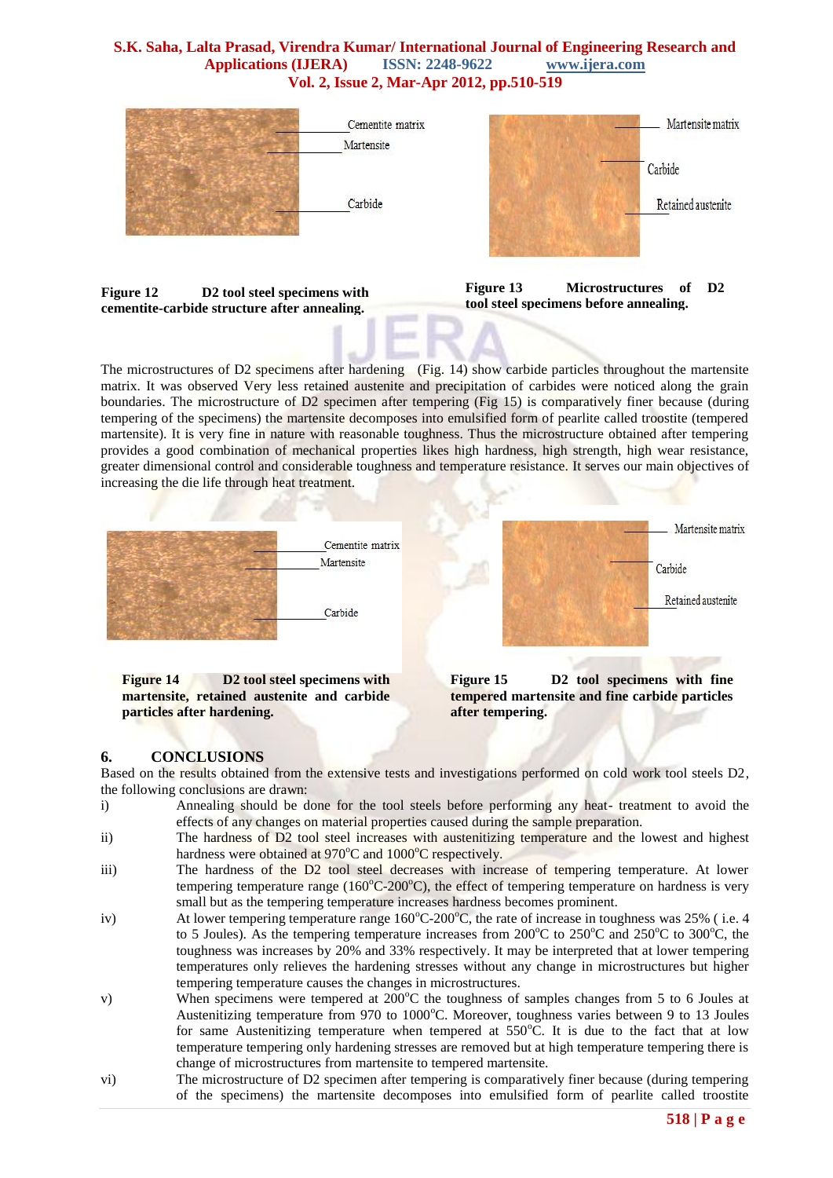Figure 12 D2 tool steel specimens with cementite-carbide structure after annealing.

Figure 13 Microstructures of D2 tool steel specimens before annealing.

The microstructures of D2 specimens after hardening (Fig. 14) show carbide particles throughout the martensite matrix. It was observed Very less retained austenite and precipitation of carbides were noticed along the grain boundaries. The microstructure of D2 specimen after tempering (Fig 15) is comparatively finer because (during tempering of the specimens) the martensite decomposes into emulsified form of pearlite called troostite (tempered martensite). It is very fine in nature with reasonable toughness. Thus the microstructure obtained after tempering provides a good combination of mechanical properties likes high hardness, high strength, high wear resistance, greater dimensional control and considerable toughness and temperature resistance. It serves our main objectives of increasing the die life through heat treatment.

Figure 14 D2 tool steel specimens with martensite, retained austenite and carbide particles after hardening.

Figure 15 D2 tool specimens with fine tempered martensite and fine carbide particles after tempering.

## 6. CONCLUSIONS

Based on the results obtained from the extensive tests and investigations performed on cold work tool steels D2, the following conclusions are drawn:

i) Annealing should be done for the tool steels before performing any heat- treatment to avoid the effects of any changes on material properties caused during the sample preparation.

ii) The hardness of D2 tool steel increases with austenitizing temperature and the lowest and highest hardness were obtained at 970°C and 1000°C respectively.

iii) The hardness of the D2 tool steel decreases with increase of tempering temperature. At lower tempering temperature range (160°C-200°C), the effect of tempering temperature on hardness is very small but as the tempering temperature increases hardness becomes prominent.

iv) At lower tempering temperature range 160°C-200°C, the rate of increase in toughness was 25% ( i.e. 4 to 5 Joules). As the tempering temperature increases from 200°C to 250°C and 250°C to 300°C, the toughness was increases by 20% and 33% respectively. It may be interpreted that at lower tempering temperatures only relieves the hardening stresses without any change in microstructures but higher tempering temperature causes the changes in microstructures.

v) When specimens were tempered at 200°C the toughness of samples changes from 5 to 6 Joules at Austenitizing temperature from 970 to 1000°C. Moreover, toughness varies between 9 to 13 Joules for same Austenitizing temperature when tempered at 550°C. It is due to the fact that at low temperature tempering only hardening stresses are removed but at high temperature tempering there is change of microstructures from martensite to tempered martensite.

vi) The microstructure of D2 specimen after tempering is comparatively finer because (during tempering of the specimens) the martensite decomposes into emulsified form of pearlite called troostite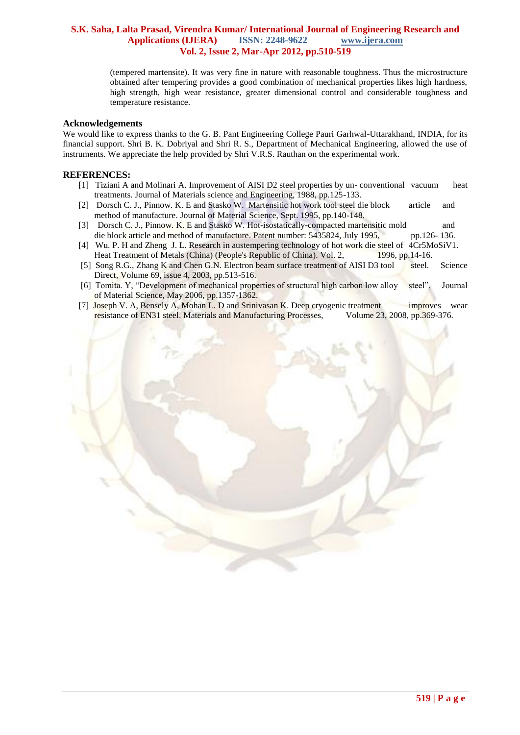(tempered martensite). It was very fine in nature with reasonable toughness. Thus the microstructure obtained after tempering provides a good combination of mechanical properties likes high hardness, high strength, high wear resistance, greater dimensional control and considerable toughness and temperature resistance.

## Acknowledgements

We would like to express thanks to the G. B. Pant Engineering College Pauri Garhwal-Uttarakhand, INDIA, for its financial support. Shri B. K. Dobriyal and Shri R. S., Department of Mechanical Engineering, allowed the use of instruments. We appreciate the help provided by Shri V.R.S. Rauthan on the experimental work.

## REFERENCES:

[1] Tiziani A and Molinari A. Improvement of AISI D2 steel properties by un- conventional vacuum heat treatments. Journal of Materials science and Engineering, 1988, pp.125-133.

[2] Dorsch C. J., Pinnow. K. E and Stasko W. Martensitic hot work tool steel die block article and method of manufacture. Journal of Material Science, Sept. 1995, pp.140-148.

[3] Dorsch C. J., Pinnow. K. E and Stasko W. Hot-isostatically-compacted martensitic mold and die block article and method of manufacture. Patent number: 5435824, July 1995, pp.126- 136.

[4] Wu. P. H and Zheng J. L. Research in austempering technology of hot work die steel of 4Cr5MoSiV1. Heat Treatment of Metals (China) (People's Republic of China). Vol. 2, 1996, pp.14-16.

[5] Song R.G., Zhang K and Chen G.N. Electron beam surface treatment of AISI D3 tool steel. Science Direct, Volume 69, issue 4, 2003, pp.513-516.

[6] Tomita. Y, "Development of mechanical properties of structural high carbon low alloy steel", Journal of Material Science, May 2006, pp.1357-1362.

[7] Joseph V. A, Bensely A, Mohan L. D and Srinivasan K. Deep cryogenic treatment improves wear resistance of EN31 steel. Materials and Manufacturing Processes, Volume 23, 2008, pp.369-376.